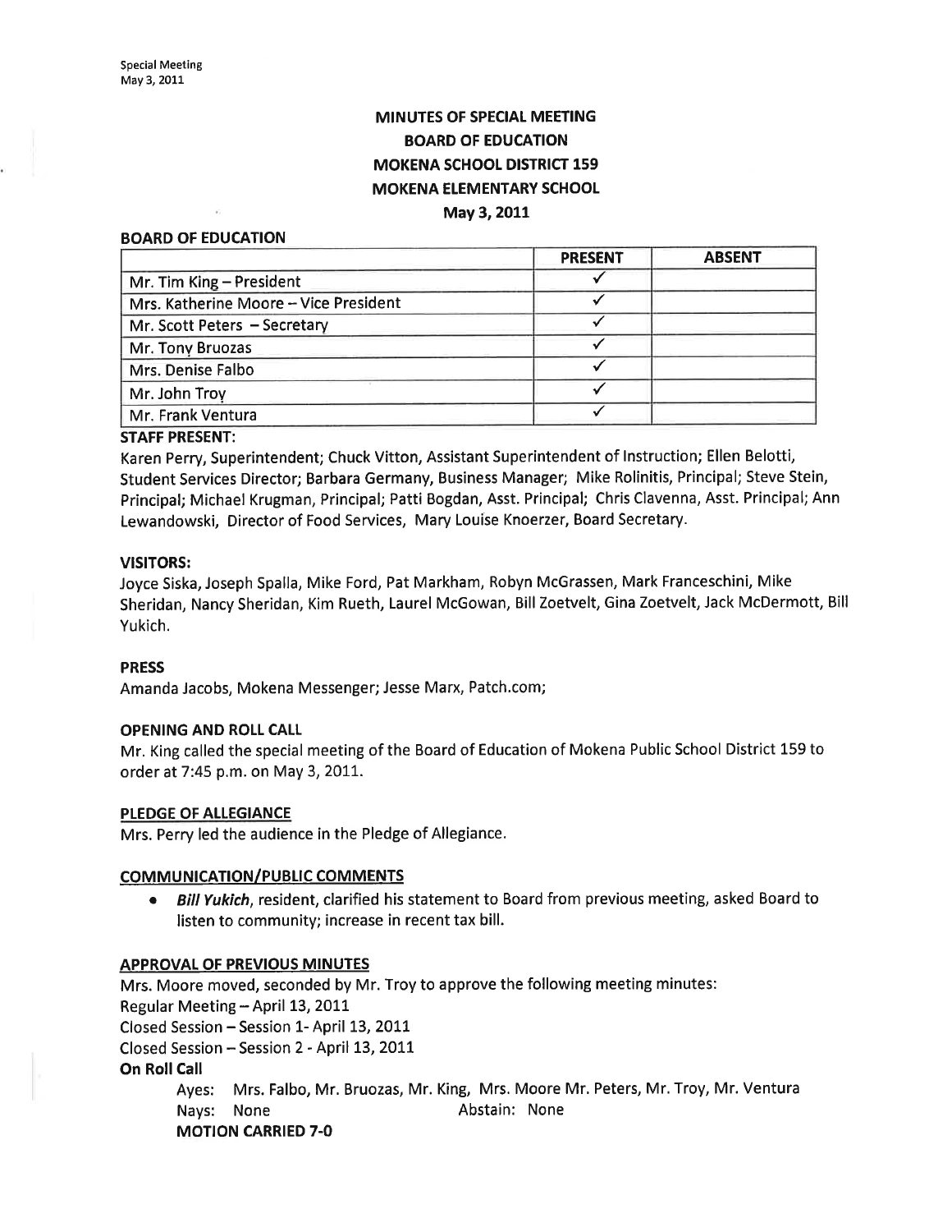# MINUTES OF SPECIAL MEETING
# BOARD OF EDUCATION
# MOKENA SCHOOL DISTRICT 159
# MOKENA ELEMENTARY SCHOOL
# May 3, 2011

**BOARD OF EDUCATION**

| | PRESENT | ABSENT |
|---|---|---|
| Mr. Tim King – President | ✓ | |
| Mrs. Katherine Moore – Vice President | ✓ | |
| Mr. Scott Peters – Secretary | ✓ | |
| Mr. Tony Bruozas | ✓ | |
| Mrs. Denise Falbo | ✓ | |
| Mr. John Troy | ✓ | |
| Mr. Frank Ventura | ✓ | |

**STAFF PRESENT:**
Karen Perry, Superintendent; Chuck Vitton, Assistant Superintendent of Instruction; Ellen Belotti, Student Services Director; Barbara Germany, Business Manager; Mike Rolinitis, Principal; Steve Stein, Principal; Michael Krugman, Principal; Patti Bogdan, Asst. Principal; Chris Clavenna, Asst. Principal; Ann Lewandowski, Director of Food Services, Mary Louise Knoerzer, Board Secretary.

**VISITORS:**
Joyce Siska, Joseph Spalla, Mike Ford, Pat Markham, Robyn McGrassen, Mark Franceschini, Mike Sheridan, Nancy Sheridan, Kim Rueth, Laurel McGowan, Bill Zoetvelt, Gina Zoetvelt, Jack McDermott, Bill Yukich.

**PRESS**
Amanda Jacobs, Mokena Messenger; Jesse Marx, Patch.com;

**OPENING AND ROLL CALL**
Mr. King called the special meeting of the Board of Education of Mokena Public School District 159 to order at 7:45 p.m. on May 3, 2011.

**PLEDGE OF ALLEGIANCE**
Mrs. Perry led the audience in the Pledge of Allegiance.

**COMMUNICATION/PUBLIC COMMENTS**

- ***Bill Yukich***, resident, clarified his statement to Board from previous meeting, asked Board to listen to community; increase in recent tax bill.

**APPROVAL OF PREVIOUS MINUTES**
Mrs. Moore moved, seconded by Mr. Troy to approve the following meeting minutes:
Regular Meeting – April 13, 2011
Closed Session – Session 1- April 13, 2011
Closed Session – Session 2 - April 13, 2011
**On Roll Call**

Ayes: Mrs. Falbo, Mr. Bruozas, Mr. King, Mrs. Moore Mr. Peters, Mr. Troy, Mr. Ventura
Nays: None Abstain: None
**MOTION CARRIED 7-0**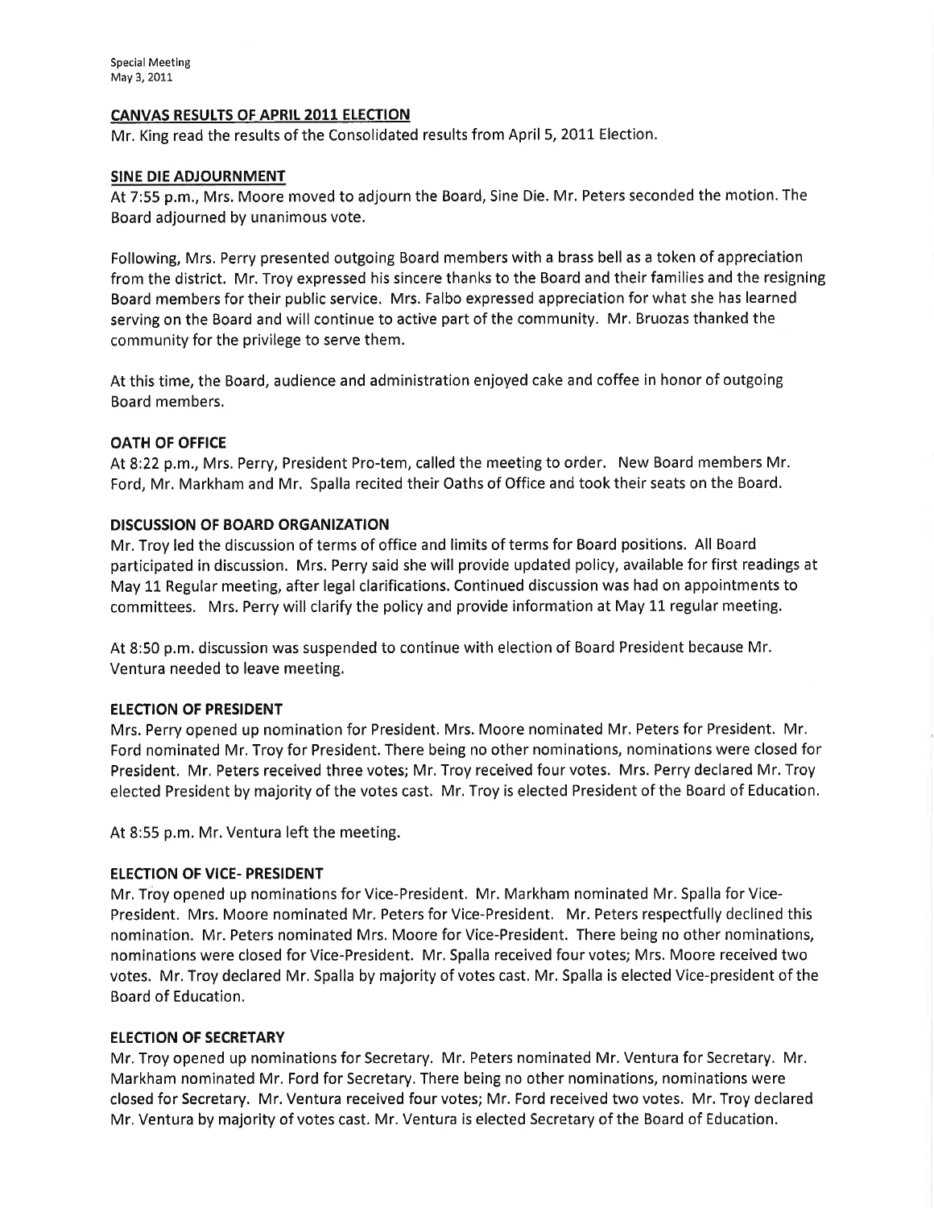## CANVAS RESULTS OF APRIL 2011 ELECTION

Mr. King read the results of the Consolidated results from April 5, 2011 Election.

## SINE DIE ADJOURNMENT

At 7:55 p.m., Mrs. Moore moved to adjourn the Board, Sine Die. Mr. Peters seconded the motion. The Board adjourned by unanimous vote.

Following, Mrs. Perry presented outgoing Board members with a brass bell as a token of appreciation from the district. Mr. Troy expressed his sincere thanks to the Board and their families and the resigning Board members for their public service. Mrs. Falbo expressed appreciation for what she has learned serving on the Board and will continue to active part of the community. Mr. Bruozas thanked the community for the privilege to serve them.

At this time, the Board, audience and administration enjoyed cake and coffee in honor of outgoing Board members.

## OATH OF OFFICE

At 8:22 p.m., Mrs. Perry, President Pro-tem, called the meeting to order. New Board members Mr. Ford, Mr. Markham and Mr. Spalla recited their Oaths of Office and took their seats on the Board.

## DISCUSSION OF BOARD ORGANIZATION

Mr. Troy led the discussion of terms of office and limits of terms for Board positions. All Board participated in discussion. Mrs. Perry said she will provide updated policy, available for first readings at May 11 Regular meeting, after legal clarifications. Continued discussion was had on appointments to committees. Mrs. Perry will clarify the policy and provide information at May 11 regular meeting.

At 8:50 p.m. discussion was suspended to continue with election of Board President because Mr. Ventura needed to leave meeting.

## ELECTION OF PRESIDENT

Mrs. Perry opened up nomination for President. Mrs. Moore nominated Mr. Peters for President. Mr. Ford nominated Mr. Troy for President. There being no other nominations, nominations were closed for President. Mr. Peters received three votes; Mr. Troy received four votes. Mrs. Perry declared Mr. Troy elected President by majority of the votes cast. Mr. Troy is elected President of the Board of Education.

At 8:55 p.m. Mr. Ventura left the meeting.

## ELECTION OF VICE- PRESIDENT

Mr. Troy opened up nominations for Vice-President. Mr. Markham nominated Mr. Spalla for Vice-President. Mrs. Moore nominated Mr. Peters for Vice-President. Mr. Peters respectfully declined this nomination. Mr. Peters nominated Mrs. Moore for Vice-President. There being no other nominations, nominations were closed for Vice-President. Mr. Spalla received four votes; Mrs. Moore received two votes. Mr. Troy declared Mr. Spalla by majority of votes cast. Mr. Spalla is elected Vice-president of the Board of Education.

## ELECTION OF SECRETARY

Mr. Troy opened up nominations for Secretary. Mr. Peters nominated Mr. Ventura for Secretary. Mr. Markham nominated Mr. Ford for Secretary. There being no other nominations, nominations were closed for Secretary. Mr. Ventura received four votes; Mr. Ford received two votes. Mr. Troy declared Mr. Ventura by majority of votes cast. Mr. Ventura is elected Secretary of the Board of Education.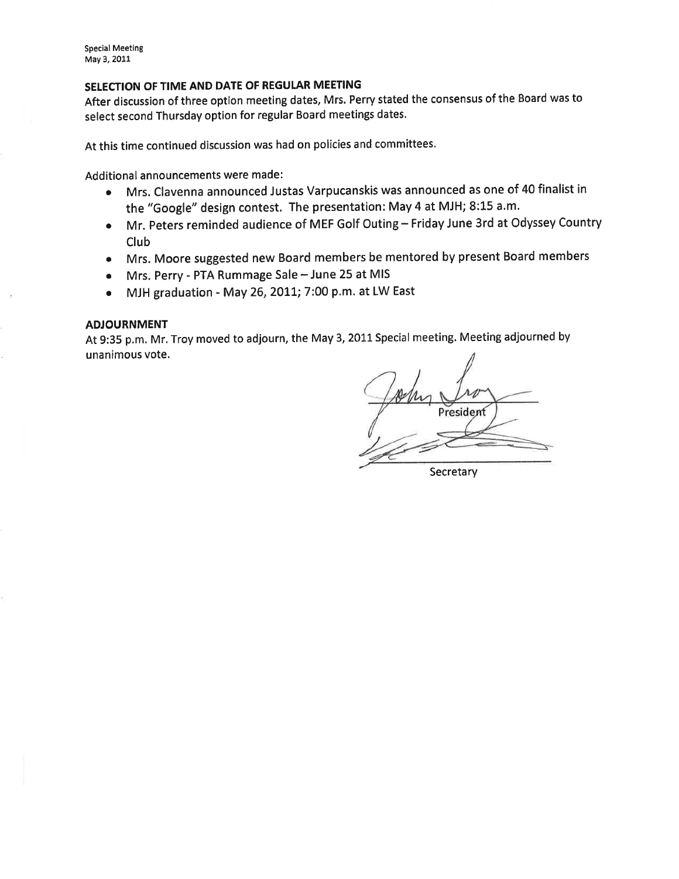## SELECTION OF TIME AND DATE OF REGULAR MEETING

After discussion of three option meeting dates, Mrs. Perry stated the consensus of the Board was to select second Thursday option for regular Board meetings dates.

At this time continued discussion was had on policies and committees.

Additional announcements were made:

- Mrs. Clavenna announced Justas Varpucanskis was announced as one of 40 finalist in the "Google" design contest. The presentation: May 4 at MJH; 8:15 a.m.
- Mr. Peters reminded audience of MEF Golf Outing – Friday June 3rd at Odyssey Country Club
- Mrs. Moore suggested new Board members be mentored by present Board members
- Mrs. Perry - PTA Rummage Sale – June 25 at MIS
- MJH graduation - May 26, 2011; 7:00 p.m. at LW East

## ADJOURNMENT

At 9:35 p.m. Mr. Troy moved to adjourn, the May 3, 2011 Special meeting. Meeting adjourned by unanimous vote.

John Troy
President

Secretary